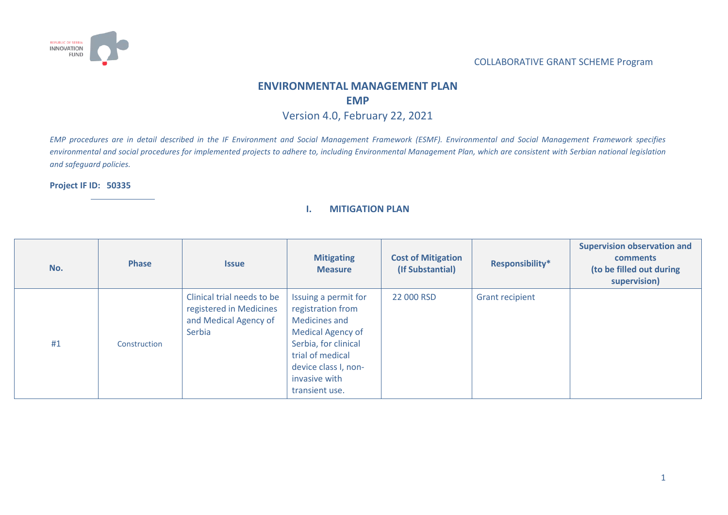COLLABORATIVE GRANT SCHEME Program

# ENVIRONMENTAL MANAGEMENT PLAN

## EMP

Version 4.0, February 22, 2021

*EMP procedures are in detail described in the IF Environment and Social Management Framework (ESMF). Environmental and Social Management Framework specifies environmental and social procedures for implemented projects to adhere to, including Environmental Management Plan, which are consistent with Serbian national legislation and safeguard policies.*

**Project IF ID: 50335**

## I. MITIGATION PLAN

| No. | Phase | Issue | Mitigating Measure | Cost of Mitigation (If Substantial) | Responsibility* | Supervision observation and comments (to be filled out during supervision) |
|---|---|---|---|---|---|---|
| #1 | Construction | Clinical trial needs to be registered in Medicines and Medical Agency of Serbia | Issuing a permit for registration from Medicines and Medical Agency of Serbia, for clinical trial of medical device class I, non-invasive with transient use. | 22 000 RSD | Grant recipient | |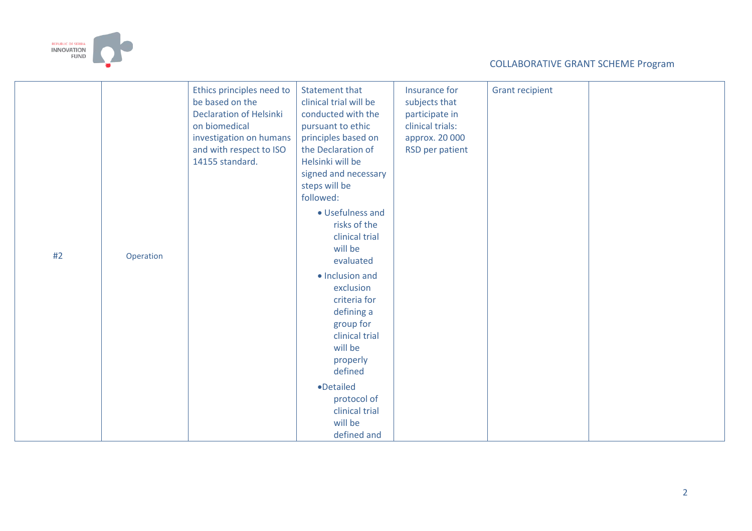| | | | | | | |
|---|---|---|---|---|---|---|
| #2 | Operation | Ethics principles need to be based on the Declaration of Helsinki on biomedical investigation on humans and with respect to ISO 14155 standard. | Statement that clinical trial will be conducted with the pursuant to ethic principles based on the Declaration of Helsinki will be signed and necessary steps will be followed: <br>• Usefulness and risks of the clinical trial will be evaluated <br>• Inclusion and exclusion criteria for defining a group for clinical trial will be properly defined <br>•Detailed protocol of clinical trial will be defined and | Insurance for subjects that participate in clinical trials: approx. 20 000 RSD per patient | Grant recipient | |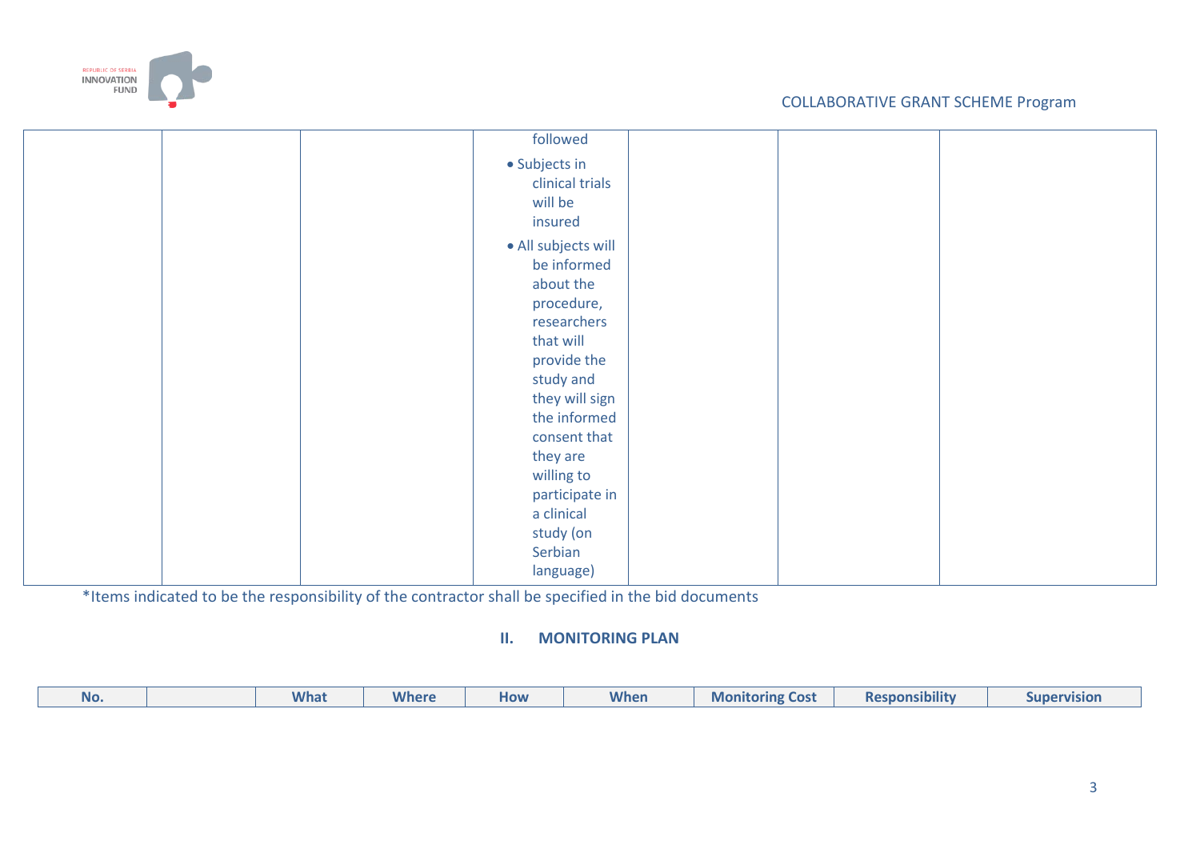| | | | | | | |
|---|---|---|---|---|---|---|
| | | | followed<br>• Subjects in clinical trials will be insured<br>• All subjects will be informed about the procedure, researchers that will provide the study and they will sign the informed consent that they are willing to participate in a clinical study (on Serbian language) | | | |

*Items indicated to be the responsibility of the contractor shall be specified in the bid documents

## II. MONITORING PLAN

| No. | | What | Where | How | When | Monitoring Cost | Responsibility | Supervision |
|---|---|---|---|---|---|---|---|---|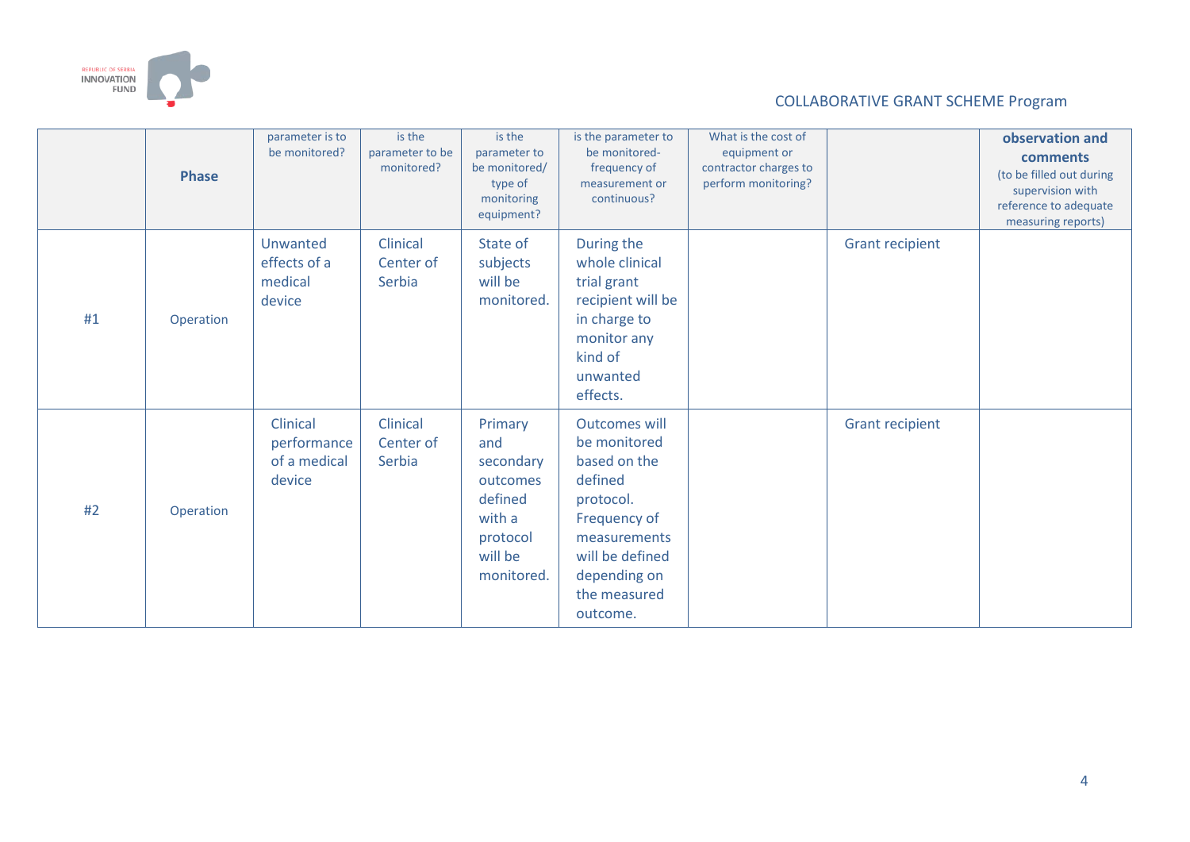|  | Phase | parameter is to be monitored? | is the parameter to be monitored? | is the parameter to be monitored/ type of monitoring equipment? | is the parameter to be monitored- frequency of measurement or continuous? | What is the cost of equipment or contractor charges to perform monitoring? |  | **observation and comments** (to be filled out during supervision with reference to adequate measuring reports) |
|---|---|---|---|---|---|---|---|---|
| #1 | Operation | Unwanted effects of a medical device | Clinical Center of Serbia | State of subjects will be monitored. | During the whole clinical trial grant recipient will be in charge to monitor any kind of unwanted effects. |  | Grant recipient |  |
| #2 | Operation | Clinical performance of a medical device | Clinical Center of Serbia | Primary and secondary outcomes defined with a protocol will be monitored. | Outcomes will be monitored based on the defined protocol. Frequency of measurements will be defined depending on the measured outcome. |  | Grant recipient |  |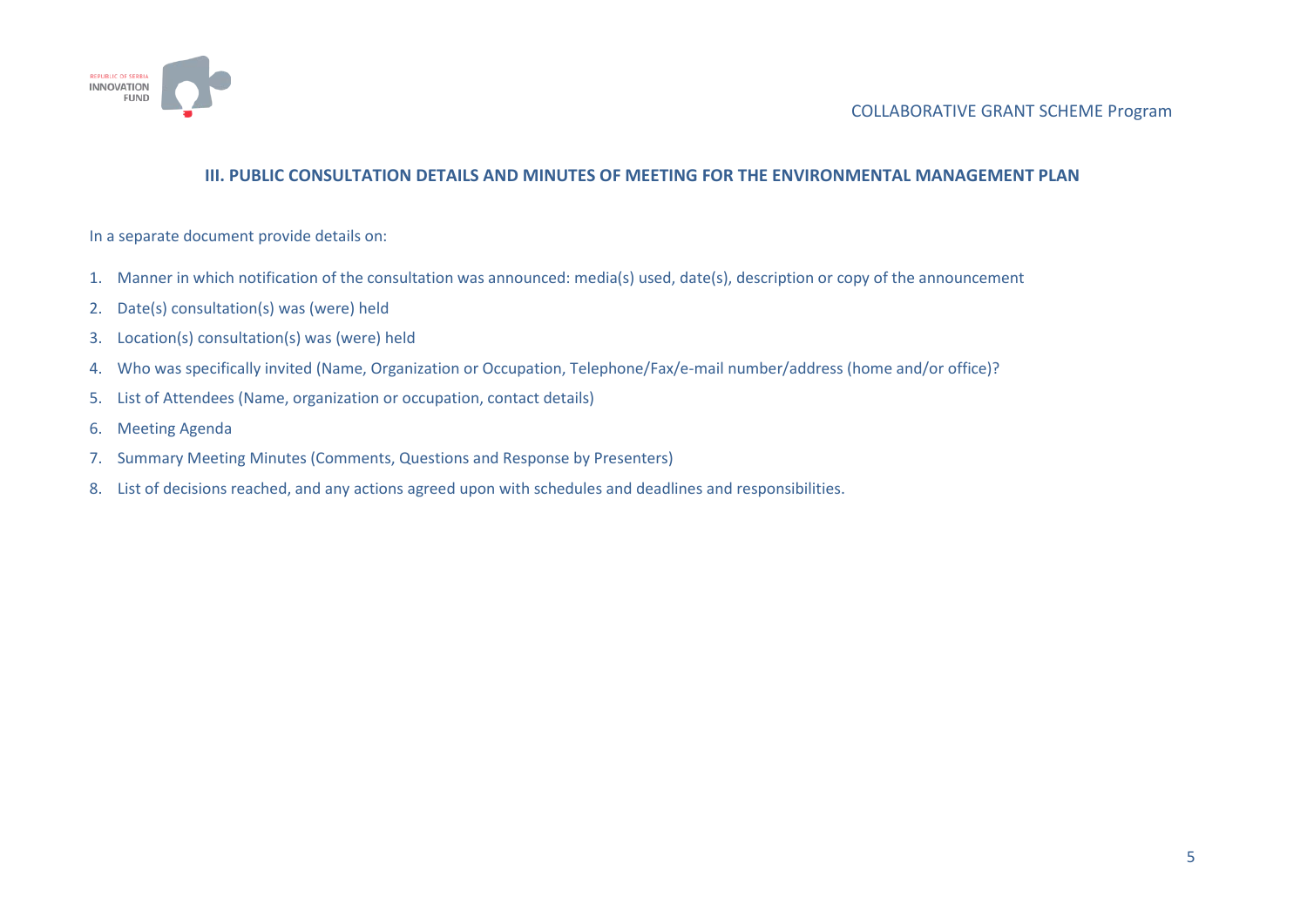## III. PUBLIC CONSULTATION DETAILS AND MINUTES OF MEETING FOR THE ENVIRONMENTAL MANAGEMENT PLAN

In a separate document provide details on:

1. Manner in which notification of the consultation was announced: media(s) used, date(s), description or copy of the announcement
2. Date(s) consultation(s) was (were) held
3. Location(s) consultation(s) was (were) held
4. Who was specifically invited (Name, Organization or Occupation, Telephone/Fax/e-mail number/address (home and/or office)?
5. List of Attendees (Name, organization or occupation, contact details)
6. Meeting Agenda
7. Summary Meeting Minutes (Comments, Questions and Response by Presenters)
8. List of decisions reached, and any actions agreed upon with schedules and deadlines and responsibilities.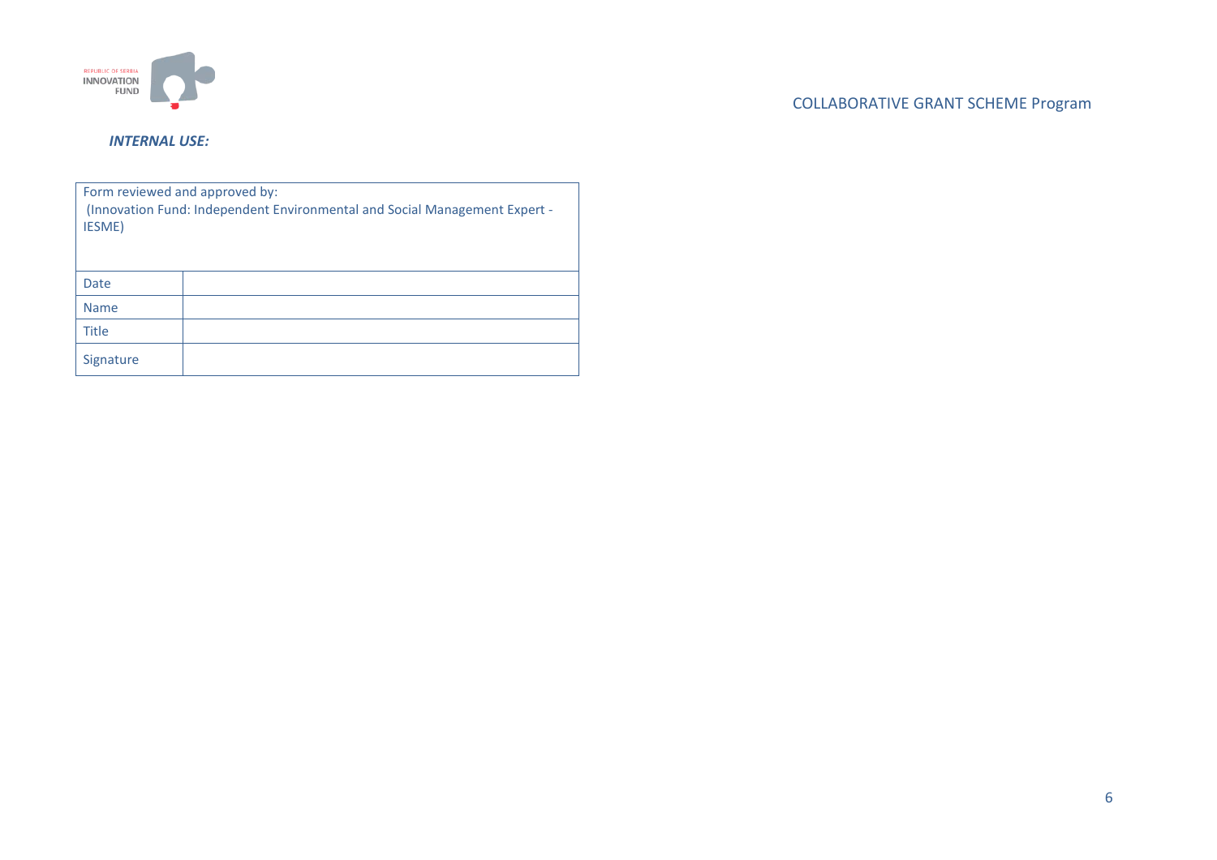***INTERNAL USE:***

| Form reviewed and approved by:<br>(Innovation Fund: Independent Environmental and Social Management Expert - IESME) | |
|---|---|
| Date | |
| Name | |
| Title | |
| Signature | |